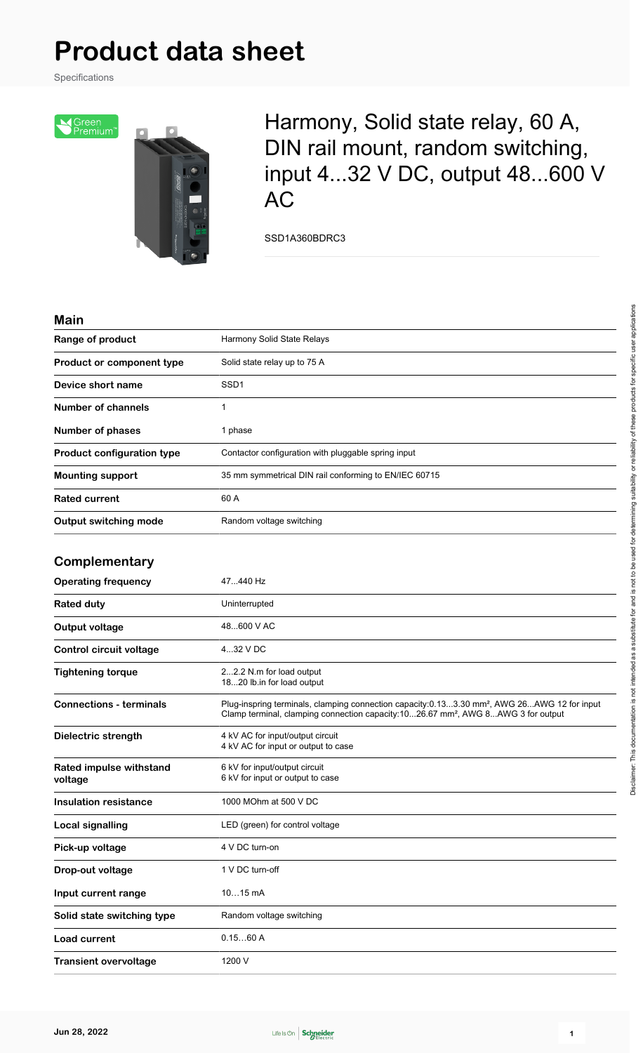# Product data sheet

Specifications

## Harmony, Solid state relay, 60 A, DIN rail mount, random switching, input 4...32 V DC, output 48...600 V AC

SSD1A360BDRC3

### Main

| | |
|---|---|
| **Range of product** | Harmony Solid State Relays |
| **Product or component type** | Solid state relay up to 75 A |
| **Device short name** | SSD1 |
| **Number of channels** | 1 |
| **Number of phases** | 1 phase |
| **Product configuration type** | Contactor configuration with pluggable spring input |
| **Mounting support** | 35 mm symmetrical DIN rail conforming to EN/IEC 60715 |
| **Rated current** | 60 A |
| **Output switching mode** | Random voltage switching |

### Complementary

| | |
|---|---|
| **Operating frequency** | 47...440 Hz |
| **Rated duty** | Uninterrupted |
| **Output voltage** | 48...600 V AC |
| **Control circuit voltage** | 4...32 V DC |
| **Tightening torque** | 2...2.2 N.m for load output<br>18...20 lb.in for load output |
| **Connections - terminals** | Plug-inspring terminals, clamping connection capacity:0.13...3.30 mm², AWG 26...AWG 12 for input<br>Clamp terminal, clamping connection capacity:10...26.67 mm², AWG 8...AWG 3 for output |
| **Dielectric strength** | 4 kV AC for input/output circuit<br>4 kV AC for input or output to case |
| **Rated impulse withstand voltage** | 6 kV for input/output circuit<br>6 kV for input or output to case |
| **Insulation resistance** | 1000 MOhm at 500 V DC |
| **Local signalling** | LED (green) for control voltage |
| **Pick-up voltage** | 4 V DC turn-on |
| **Drop-out voltage** | 1 V DC turn-off |
| **Input current range** | 10…15 mA |
| **Solid state switching type** | Random voltage switching |
| **Load current** | 0.15…60 A |
| **Transient overvoltage** | 1200 V |

Disclaimer: This documentation is not intended as a substitute for and is not to be used for determining suitability or reliability of these products for specific user applications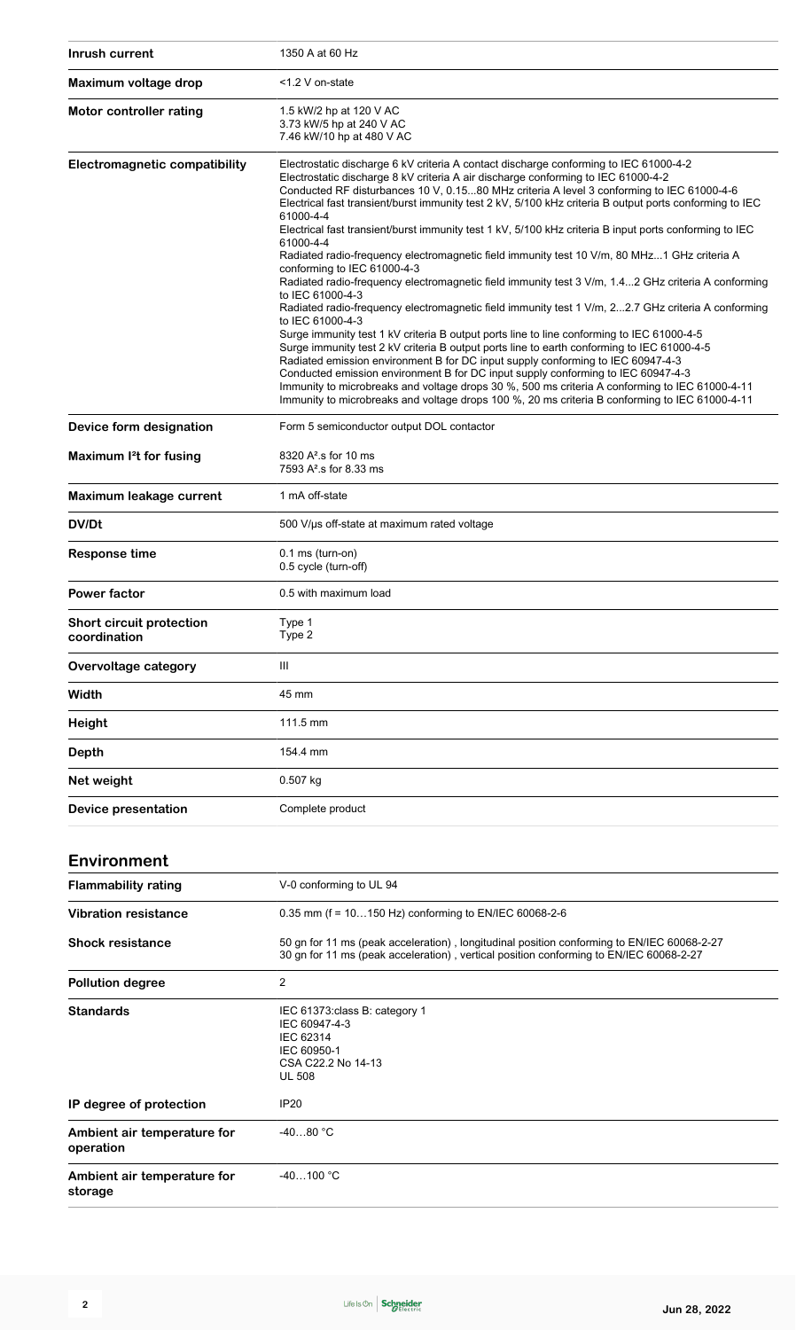| | |
|---|---|
| **Inrush current** | 1350 A at 60 Hz |
| **Maximum voltage drop** | <1.2 V on-state |
| **Motor controller rating** | 1.5 kW/2 hp at 120 V AC<br>3.73 kW/5 hp at 240 V AC<br>7.46 kW/10 hp at 480 V AC |
| **Electromagnetic compatibility** | Electrostatic discharge 6 kV criteria A contact discharge conforming to IEC 61000-4-2<br>Electrostatic discharge 8 kV criteria A air discharge conforming to IEC 61000-4-2<br>Conducted RF disturbances 10 V, 0.15...80 MHz criteria A level 3 conforming to IEC 61000-4-6<br>Electrical fast transient/burst immunity test 2 kV, 5/100 kHz criteria B output ports conforming to IEC 61000-4-4<br>Electrical fast transient/burst immunity test 1 kV, 5/100 kHz criteria B input ports conforming to IEC 61000-4-4<br>Radiated radio-frequency electromagnetic field immunity test 10 V/m, 80 MHz...1 GHz criteria A conforming to IEC 61000-4-3<br>Radiated radio-frequency electromagnetic field immunity test 3 V/m, 1.4...2 GHz criteria A conforming to IEC 61000-4-3<br>Radiated radio-frequency electromagnetic field immunity test 1 V/m, 2...2.7 GHz criteria A conforming to IEC 61000-4-3<br>Surge immunity test 1 kV criteria B output ports line to line conforming to IEC 61000-4-5<br>Surge immunity test 2 kV criteria B output ports line to earth conforming to IEC 61000-4-5<br>Radiated emission environment B for DC input supply conforming to IEC 60947-4-3<br>Conducted emission environment B for DC input supply conforming to IEC 60947-4-3<br>Immunity to microbreaks and voltage drops 30 %, 500 ms criteria A conforming to IEC 61000-4-11<br>Immunity to microbreaks and voltage drops 100 %, 20 ms criteria B conforming to IEC 61000-4-11 |
| **Device form designation** | Form 5 semiconductor output DOL contactor |
| **Maximum I²t for fusing** | 8320 A².s for 10 ms<br>7593 A².s for 8.33 ms |
| **Maximum leakage current** | 1 mA off-state |
| **DV/Dt** | 500 V/µs off-state at maximum rated voltage |
| **Response time** | 0.1 ms (turn-on)<br>0.5 cycle (turn-off) |
| **Power factor** | 0.5 with maximum load |
| **Short circuit protection coordination** | Type 1<br>Type 2 |
| **Overvoltage category** | III |
| **Width** | 45 mm |
| **Height** | 111.5 mm |
| **Depth** | 154.4 mm |
| **Net weight** | 0.507 kg |
| **Device presentation** | Complete product |

## Environment

| | |
|---|---|
| **Flammability rating** | V-0 conforming to UL 94 |
| **Vibration resistance** | 0.35 mm (f = 10…150 Hz) conforming to EN/IEC 60068-2-6 |
| **Shock resistance** | 50 gn for 11 ms (peak acceleration) , longitudinal position conforming to EN/IEC 60068-2-27<br>30 gn for 11 ms (peak acceleration) , vertical position conforming to EN/IEC 60068-2-27 |
| **Pollution degree** | 2 |
| **Standards** | IEC 61373:class B: category 1<br>IEC 60947-4-3<br>IEC 62314<br>IEC 60950-1<br>CSA C22.2 No 14-13<br>UL 508 |
| **IP degree of protection** | IP20 |
| **Ambient air temperature for operation** | -40…80 °C |
| **Ambient air temperature for storage** | -40…100 °C |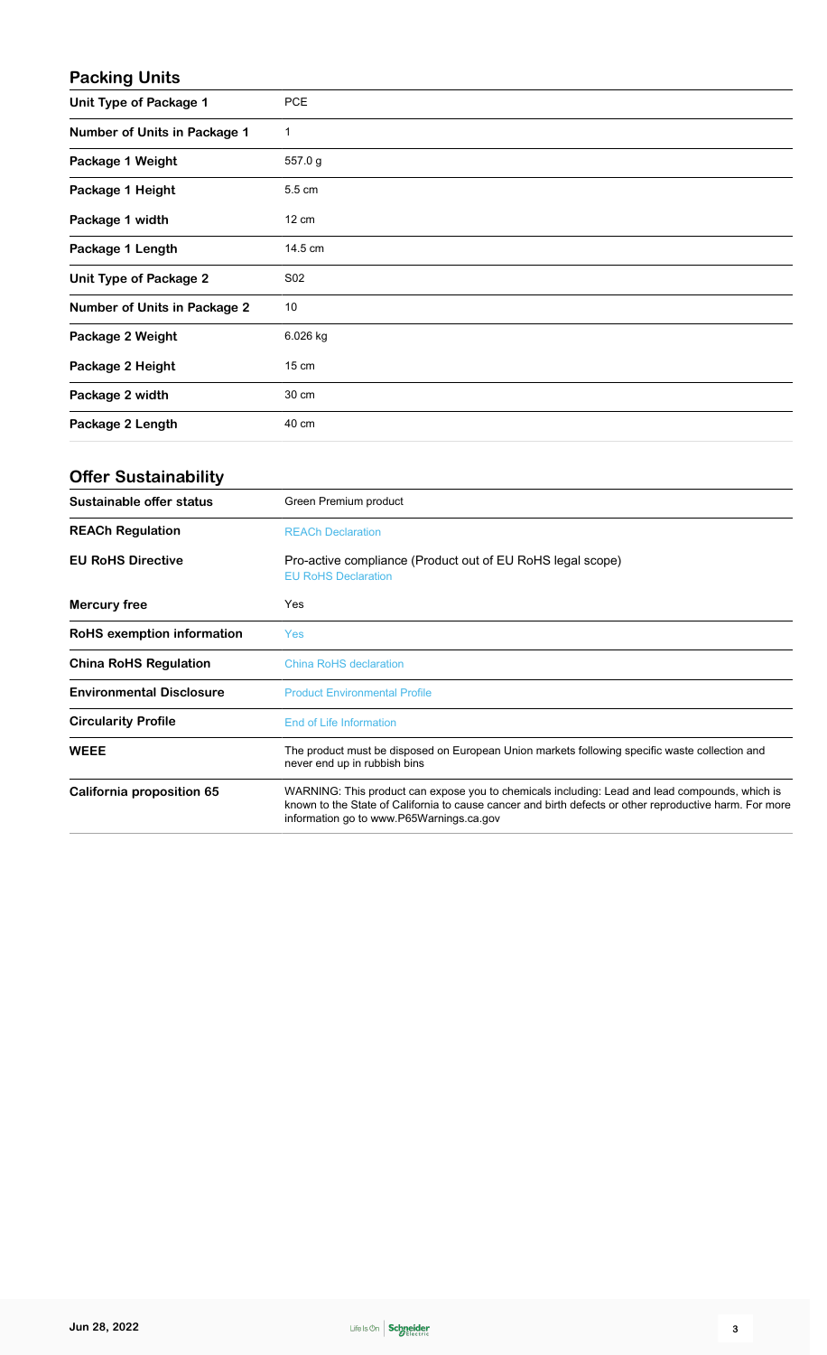## Packing Units

| | |
|---|---|
| **Unit Type of Package 1** | PCE |
| **Number of Units in Package 1** | 1 |
| **Package 1 Weight** | 557.0 g |
| **Package 1 Height** | 5.5 cm |
| **Package 1 width** | 12 cm |
| **Package 1 Length** | 14.5 cm |
| **Unit Type of Package 2** | S02 |
| **Number of Units in Package 2** | 10 |
| **Package 2 Weight** | 6.026 kg |
| **Package 2 Height** | 15 cm |
| **Package 2 width** | 30 cm |
| **Package 2 Length** | 40 cm |

## Offer Sustainability

| | |
|---|---|
| **Sustainable offer status** | Green Premium product |
| **REACh Regulation** | REACh Declaration |
| **EU RoHS Directive** | Pro-active compliance (Product out of EU RoHS legal scope) EU RoHS Declaration |
| **Mercury free** | Yes |
| **RoHS exemption information** | Yes |
| **China RoHS Regulation** | China RoHS declaration |
| **Environmental Disclosure** | Product Environmental Profile |
| **Circularity Profile** | End of Life Information |
| **WEEE** | The product must be disposed on European Union markets following specific waste collection and never end up in rubbish bins |
| **California proposition 65** | WARNING: This product can expose you to chemicals including: Lead and lead compounds, which is known to the State of California to cause cancer and birth defects or other reproductive harm. For more information go to www.P65Warnings.ca.gov |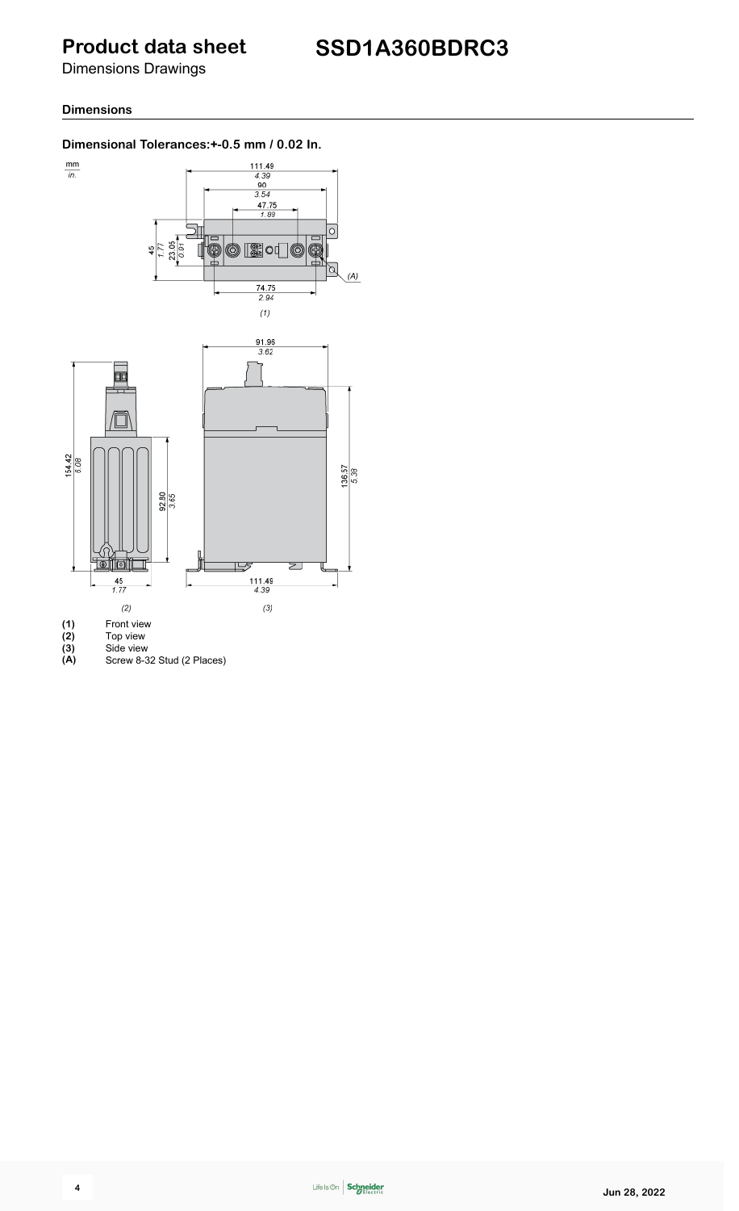# Product data sheet

## SSD1A360BDRC3

Dimensions Drawings

### Dimensions

#### Dimensional Tolerances:+-0.5 mm / 0.02 In.

mm
in.

111.49
4.39
90
3.54
47.75
1.88
45
1.77
23.05
0.91
74.75
2.94
(A)
(1)

91.96
3.62
154.42
6.08
92.80
3.65
136.57
5.38
45
1.77
111.49
4.39
(2)
(3)

**(1)** Front view
**(2)** Top view
**(3)** Side view
**(A)** Screw 8-32 Stud (2 Places)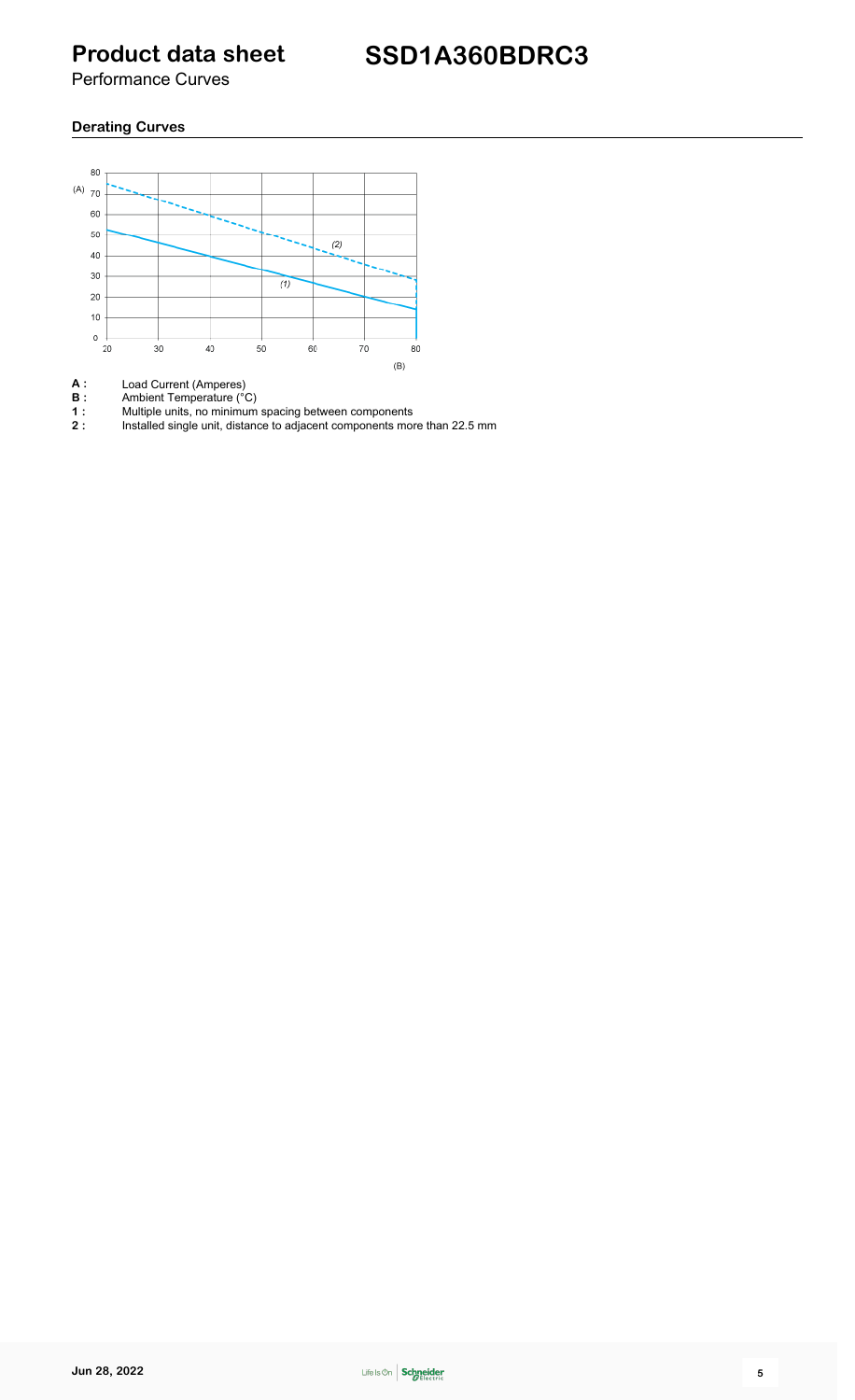# Product data sheet

## Performance Curves

# SSD1A360BDRC3

### Derating Curves

(A)
80
70
60
50
40
30
20
10
0
20
30
40
50
60
70
80
(B)
(1)
(2)

**A :** Load Current (Amperes)
**B :** Ambient Temperature (°C)
**1 :** Multiple units, no minimum spacing between components
**2 :** Installed single unit, distance to adjacent components more than 22.5 mm

Jun 28, 2022